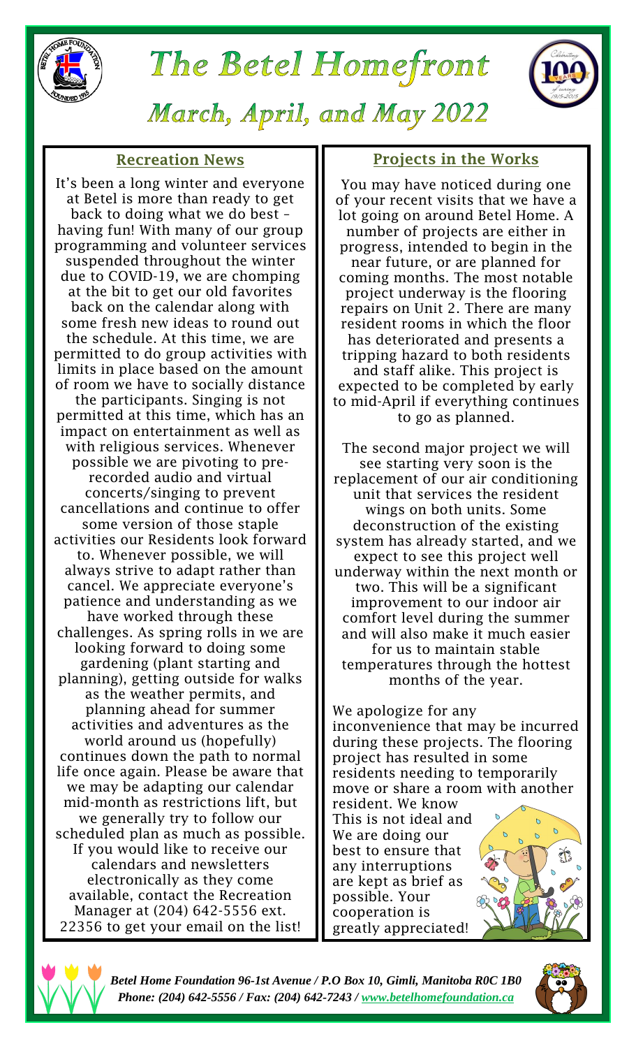# The Betel Homefront

## March, April, and May 2022

### Recreation News

It's been a long winter and everyone at Betel is more than ready to get back to doing what we do best – having fun! With many of our group programming and volunteer services suspended throughout the winter due to COVID-19, we are chomping at the bit to get our old favorites back on the calendar along with some fresh new ideas to round out the schedule. At this time, we are permitted to do group activities with limits in place based on the amount of room we have to socially distance the participants. Singing is not permitted at this time, which has an impact on entertainment as well as with religious services. Whenever possible we are pivoting to pre-recorded audio and virtual concerts/singing to prevent cancellations and continue to offer some version of those staple activities our Residents look forward to. Whenever possible, we will always strive to adapt rather than cancel. We appreciate everyone's patience and understanding as we have worked through these challenges. As spring rolls in we are looking forward to doing some gardening (plant starting and planning), getting outside for walks as the weather permits, and planning ahead for summer activities and adventures as the world around us (hopefully) continues down the path to normal life once again. Please be aware that we may be adapting our calendar mid-month as restrictions lift, but we generally try to follow our scheduled plan as much as possible. If you would like to receive our calendars and newsletters electronically as they come available, contact the Recreation Manager at (204) 642-5556 ext. 22356 to get your email on the list!

### Projects in the Works

You may have noticed during one of your recent visits that we have a lot going on around Betel Home. A number of projects are either in progress, intended to begin in the near future, or are planned for coming months. The most notable project underway is the flooring repairs on Unit 2. There are many resident rooms in which the floor has deteriorated and presents a tripping hazard to both residents and staff alike. This project is expected to be completed by early to mid-April if everything continues to go as planned.

The second major project we will see starting very soon is the replacement of our air conditioning unit that services the resident wings on both units. Some deconstruction of the existing system has already started, and we expect to see this project well underway within the next month or two. This will be a significant improvement to our indoor air comfort level during the summer and will also make it much easier for us to maintain stable temperatures through the hottest months of the year.

We apologize for any inconvenience that may be incurred during these projects. The flooring project has resulted in some residents needing to temporarily move or share a room with another resident. We know This is not ideal and We are doing our best to ensure that any interruptions are kept as brief as possible. Your cooperation is greatly appreciated!

*Betel Home Foundation 96-1st Avenue / P.O Box 10, Gimli, Manitoba R0C 1B0*
*Phone: (204) 642-5556 / Fax: (204) 642-7243 / www.betelhomefoundation.ca*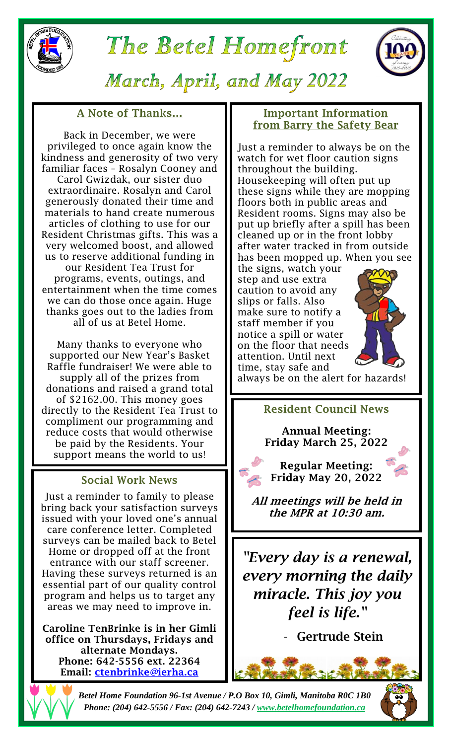# The Betel Homefront

## March, April, and May 2022

### A Note of Thanks...

Back in December, we were privileged to once again know the kindness and generosity of two very familiar faces – Rosalyn Cooney and Carol Gwizdak, our sister duo extraordinaire. Rosalyn and Carol generously donated their time and materials to hand create numerous articles of clothing to use for our Resident Christmas gifts. This was a very welcomed boost, and allowed us to reserve additional funding in our Resident Tea Trust for programs, events, outings, and entertainment when the time comes we can do those once again. Huge thanks goes out to the ladies from all of us at Betel Home.

Many thanks to everyone who supported our New Year's Basket Raffle fundraiser! We were able to supply all of the prizes from donations and raised a grand total of $2162.00. This money goes directly to the Resident Tea Trust to compliment our programming and reduce costs that would otherwise be paid by the Residents. Your support means the world to us!

### Social Work News

Just a reminder to family to please bring back your satisfaction surveys issued with your loved one's annual care conference letter. Completed surveys can be mailed back to Betel Home or dropped off at the front entrance with our staff screener. Having these surveys returned is an essential part of our quality control program and helps us to target any areas we may need to improve in.

**Caroline TenBrinke is in her Gimli office on Thursdays, Fridays and alternate Mondays.**
**Phone: 642-5556 ext. 22364**
**Email: ctenbrinke@ierha.ca**

### Important Information from Barry the Safety Bear

Just a reminder to always be on the watch for wet floor caution signs throughout the building. Housekeeping will often put up these signs while they are mopping floors both in public areas and Resident rooms. Signs may also be put up briefly after a spill has been cleaned up or in the front lobby after water tracked in from outside has been mopped up. When you see the signs, watch your step and use extra caution to avoid any slips or falls. Also make sure to notify a staff member if you notice a spill or water on the floor that needs attention. Until next time, stay safe and always be on the alert for hazards!

### Resident Council News

**Annual Meeting: Friday March 25, 2022**

**Regular Meeting: Friday May 20, 2022**

***All meetings will be held in the MPR at 10:30 am.***

*"Every day is a renewal, every morning the daily miracle. This joy you feel is life."*

\- **Gertrude Stein**

*Betel Home Foundation 96-1st Avenue / P.O Box 10, Gimli, Manitoba R0C 1B0*
*Phone: (204) 642-5556 / Fax: (204) 642-7243 / www.betelhomefoundation.ca*